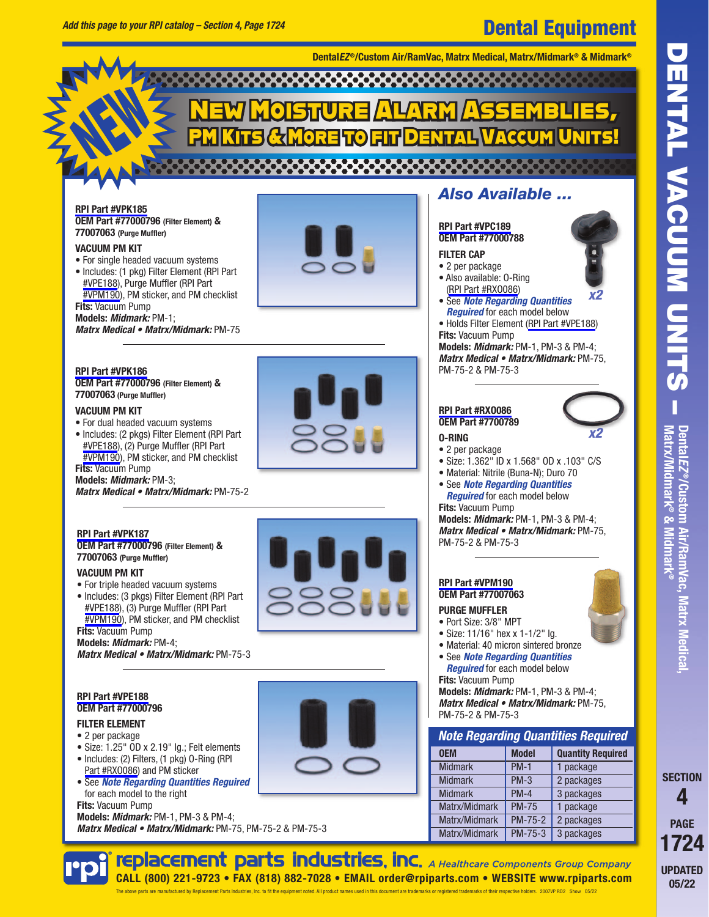Add this page to your RPI catalog – Section 4, Page 1724

# Dental Equipment

**DentalEZ®/Custom Air/RamVac, Matrx Medical, Matrx/Midmark® & Midmark®**

NEW

## New Moisture Alarm Assemblies, PM Kits & More to Fit Dental Vaccum Units!

**RPI Part #VPK185**
**OEM Part #77000796** (Filter Element) **& 77007063** (Purge Muffler)

**VACUUM PM KIT**

- For single headed vacuum systems
- Includes: (1 pkg) Filter Element (RPI Part #VPE188), Purge Muffler (RPI Part #VPM190), PM sticker, and PM checklist

**Fits:** Vacuum Pump
**Models:** ***Midmark:*** PM-1;
***Matrx Medical • Matrx/Midmark:*** PM-75

**RPI Part #VPK186**
**OEM Part #77000796** (Filter Element) **& 77007063** (Purge Muffler)

**VACUUM PM KIT**

- For dual headed vacuum systems
- Includes: (2 pkgs) Filter Element (RPI Part #VPE188), (2) Purge Muffler (RPI Part #VPM190), PM sticker, and PM checklist

**Fits:** Vacuum Pump
**Models:** ***Midmark:*** PM-3;
***Matrx Medical • Matrx/Midmark:*** PM-75-2

**RPI Part #VPK187**
**OEM Part #77000796** (Filter Element) **& 77007063** (Purge Muffler)

**VACUUM PM KIT**

- For triple headed vacuum systems
- Includes: (3 pkgs) Filter Element (RPI Part #VPE188), (3) Purge Muffler (RPI Part #VPM190), PM sticker, and PM checklist

**Fits:** Vacuum Pump
**Models:** ***Midmark:*** PM-4;
***Matrx Medical • Matrx/Midmark:*** PM-75-3

**RPI Part #VPE188**
**OEM Part #77000796**

**FILTER ELEMENT**

- 2 per package
- Size: 1.25" OD x 2.19" lg.; Felt elements
- Includes: (2) Filters, (1 pkg) O-Ring (RPI Part #RX0086) and PM sticker
- See ***Note Regarding Quantities Required*** for each model to the right

**Fits:** Vacuum Pump
**Models:** ***Midmark:*** PM-1, PM-3 & PM-4;
***Matrx Medical • Matrx/Midmark:*** PM-75, PM-75-2 & PM-75-3

## Also Available ...

**RPI Part #VPC189**
**OEM Part #77000788**

**FILTER CAP**

x2

- 2 per package
- Also available: O-Ring (RPI Part #RX0086)
- See ***Note Regarding Quantities Required*** for each model below
- Holds Filter Element (RPI Part #VPE188)

**Fits:** Vacuum Pump
**Models:** ***Midmark:*** PM-1, PM-3 & PM-4;
***Matrx Medical • Matrx/Midmark:*** PM-75, PM-75-2 & PM-75-3

**RPI Part #RX0086**
**OEM Part #7700789**

**O-RING**

x2

- 2 per package
- Size: 1.362" ID x 1.568" OD x .103" C/S
- Material: Nitrile (Buna-N); Duro 70
- See ***Note Regarding Quantities Required*** for each model below

**Fits:** Vacuum Pump
**Models:** ***Midmark:*** PM-1, PM-3 & PM-4;
***Matrx Medical • Matrx/Midmark:*** PM-75, PM-75-2 & PM-75-3

**RPI Part #VPM190**
**OEM Part #77007063**

**PURGE MUFFLER**

- Port Size: 3/8" MPT
- Size: 11/16" hex x 1-1/2" lg.
- Material: 40 micron sintered bronze
- See ***Note Regarding Quantities Required*** for each model below

**Fits:** Vacuum Pump
**Models:** ***Midmark:*** PM-1, PM-3 & PM-4;
***Matrx Medical • Matrx/Midmark:*** PM-75, PM-75-2 & PM-75-3

### Note Regarding Quantities Required

| OEM | Model | Quantity Required |
|---|---|---|
| Midmark | PM-1 | 1 package |
| Midmark | PM-3 | 2 packages |
| Midmark | PM-4 | 3 packages |
| Matrx/Midmark | PM-75 | 1 package |
| Matrx/Midmark | PM-75-2 | 2 packages |
| Matrx/Midmark | PM-75-3 | 3 packages |

DENTAL VACUUM UNITS – DentalEZ®/Custom Air/RamVac, Matrx Medical, Matrx/Midmark® & Midmark®

SECTION 4
PAGE 1724
UPDATED 05/22

**rpi® replacement parts industries, inc.** *A Healthcare Components Group Company*
**CALL (800) 221-9723 • FAX (818) 882-7028 • EMAIL order@rpiparts.com • WEBSITE www.rpiparts.com**

The above parts are manufactured by Replacement Parts Industries, Inc. to fit the equipment noted. All product names used in this document are trademarks or registered trademarks of their respective holders. 2007VP RD2 Show 05/22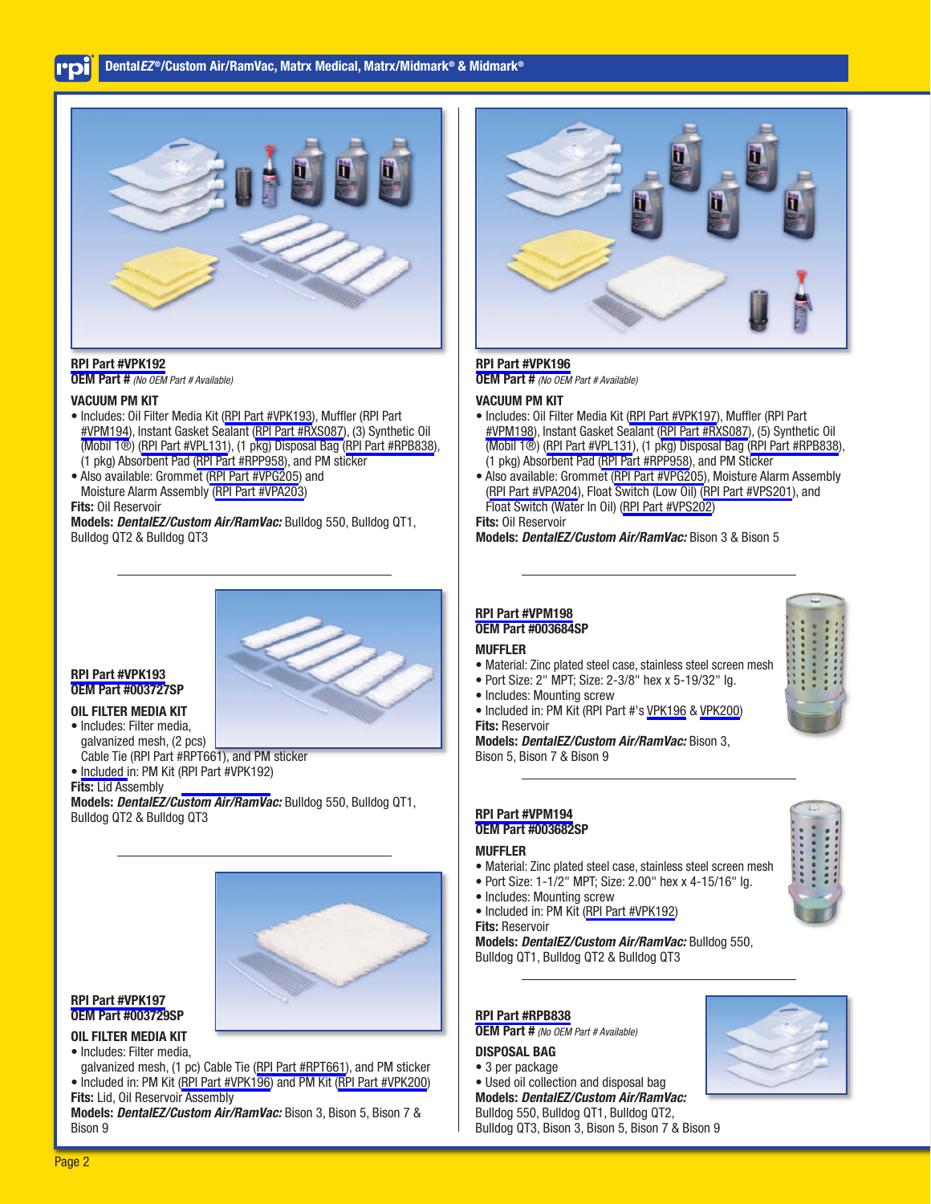## DentalEZ®/Custom Air/RamVac, Matrx Medical, Matrx/Midmark® & Midmark®

**RPI Part #VPK192**
**OEM Part #** *(No OEM Part # Available)*

### VACUUM PM KIT

- Includes: Oil Filter Media Kit (RPI Part #VPK193), Muffler (RPI Part #VPM194), Instant Gasket Sealant (RPI Part #RXS087), (3) Synthetic Oil (Mobil 1®) (RPI Part #VPL131), (1 pkg) Disposal Bag (RPI Part #RPB838), (1 pkg) Absorbent Pad (RPI Part #RPP958), and PM sticker
- Also available: Grommet (RPI Part #VPG205) and Moisture Alarm Assembly (RPI Part #VPA203)

**Fits:** Oil Reservoir
**Models:** ***DentalEZ/Custom Air/RamVac:*** Bulldog 550, Bulldog QT1, Bulldog QT2 & Bulldog QT3

---

**RPI Part #VPK193**
**OEM Part #003727SP**

### OIL FILTER MEDIA KIT

- Includes: Filter media, galvanized mesh, (2 pcs) Cable Tie (RPI Part #RPT661), and PM sticker
- Included in: PM Kit (RPI Part #VPK192)

**Fits:** Lid Assembly
**Models:** ***DentalEZ/Custom Air/RamVac:*** Bulldog 550, Bulldog QT1, Bulldog QT2 & Bulldog QT3

---

**RPI Part #VPK197**
**OEM Part #003729SP**

### OIL FILTER MEDIA KIT

- Includes: Filter media, galvanized mesh, (1 pc) Cable Tie (RPI Part #RPT661), and PM sticker
- Included in: PM Kit (RPI Part #VPK196) and PM Kit (RPI Part #VPK200)

**Fits:** Lid, Oil Reservoir Assembly
**Models:** ***DentalEZ/Custom Air/RamVac:*** Bison 3, Bison 5, Bison 7 & Bison 9

---

**RPI Part #VPK196**
**OEM Part #** *(No OEM Part # Available)*

### VACUUM PM KIT

- Includes: Oil Filter Media Kit (RPI Part #VPK197), Muffler (RPI Part #VPM198), Instant Gasket Sealant (RPI Part #RXS087), (5) Synthetic Oil (Mobil 1®) (RPI Part #VPL131), (1 pkg) Disposal Bag (RPI Part #RPB838), (1 pkg) Absorbent Pad (RPI Part #RPP958), and PM Sticker
- Also available: Grommet (RPI Part #VPG205), Moisture Alarm Assembly (RPI Part #VPA204), Float Switch (Low Oil) (RPI Part #VPS201), and Float Switch (Water In Oil) (RPI Part #VPS202)

**Fits:** Oil Reservoir
**Models:** ***DentalEZ/Custom Air/RamVac:*** Bison 3 & Bison 5

---

**RPI Part #VPM198**
**OEM Part #003684SP**

### MUFFLER

- Material: Zinc plated steel case, stainless steel screen mesh
- Port Size: 2" MPT; Size: 2-3/8" hex x 5-19/32" lg.
- Includes: Mounting screw
- Included in: PM Kit (RPI Part #'s VPK196 & VPK200)

**Fits:** Reservoir
**Models:** ***DentalEZ/Custom Air/RamVac:*** Bison 3, Bison 5, Bison 7 & Bison 9

---

**RPI Part #VPM194**
**OEM Part #003682SP**

### MUFFLER

- Material: Zinc plated steel case, stainless steel screen mesh
- Port Size: 1-1/2" MPT; Size: 2.00" hex x 4-15/16" lg.
- Includes: Mounting screw
- Included in: PM Kit (RPI Part #VPK192)

**Fits:** Reservoir
**Models:** ***DentalEZ/Custom Air/RamVac:*** Bulldog 550, Bulldog QT1, Bulldog QT2 & Bulldog QT3

---

**RPI Part #RPB838**
**OEM Part #** *(No OEM Part # Available)*

### DISPOSAL BAG

- 3 per package
- Used oil collection and disposal bag

**Models:** ***DentalEZ/Custom Air/RamVac:*** Bulldog 550, Bulldog QT1, Bulldog QT2, Bulldog QT3, Bison 3, Bison 5, Bison 7 & Bison 9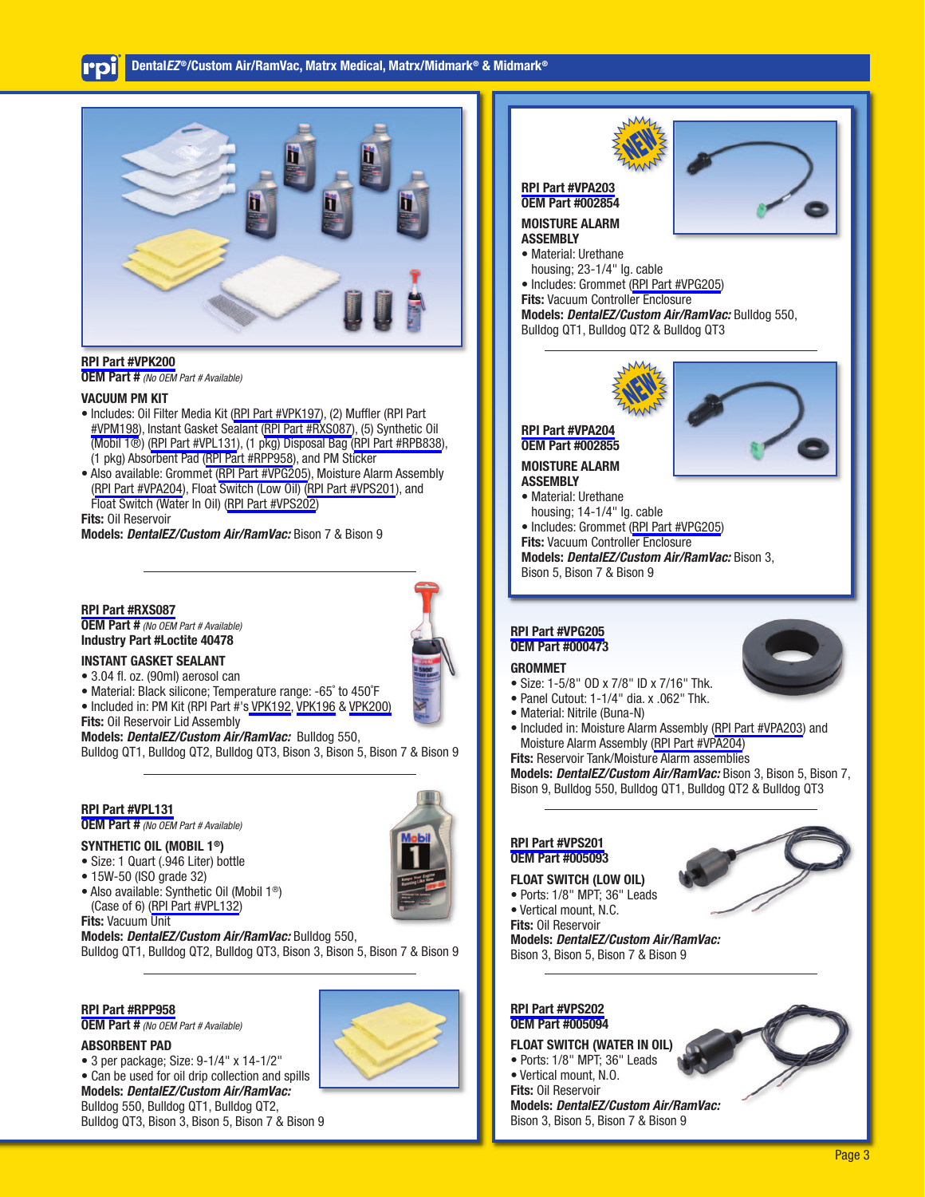## RPI Part #VPK200
**OEM Part #** *(No OEM Part # Available)*

### VACUUM PM KIT
- Includes: Oil Filter Media Kit (RPI Part #VPK197), (2) Muffler (RPI Part #VPM198), Instant Gasket Sealant (RPI Part #RXS087), (5) Synthetic Oil (Mobil 1®) (RPI Part #VPL131), (1 pkg) Disposal Bag (RPI Part #RPB838), (1 pkg) Absorbent Pad (RPI Part #RPP958), and PM Sticker
- Also available: Grommet (RPI Part #VPG205), Moisture Alarm Assembly (RPI Part #VPA204), Float Switch (Low Oil) (RPI Part #VPS201), and Float Switch (Water In Oil) (RPI Part #VPS202)

**Fits:** Oil Reservoir
**Models:** ***DentalEZ/Custom Air/RamVac:*** Bison 7 & Bison 9

---

## RPI Part #RXS087
**OEM Part #** *(No OEM Part # Available)*
**Industry Part #Loctite 40478**

### INSTANT GASKET SEALANT
- 3.04 fl. oz. (90ml) aerosol can
- Material: Black silicone; Temperature range: -65˚ to 450˚F
- Included in: PM Kit (RPI Part #'s VPK192, VPK196 & VPK200)

**Fits:** Oil Reservoir Lid Assembly
**Models:** ***DentalEZ/Custom Air/RamVac:*** Bulldog 550, Bulldog QT1, Bulldog QT2, Bulldog QT3, Bison 3, Bison 5, Bison 7 & Bison 9

---

## RPI Part #VPL131
**OEM Part #** *(No OEM Part # Available)*

### SYNTHETIC OIL (MOBIL 1®)
- Size: 1 Quart (.946 Liter) bottle
- 15W-50 (ISO grade 32)
- Also available: Synthetic Oil (Mobil 1®) (Case of 6) (RPI Part #VPL132)

**Fits:** Vacuum Unit
**Models:** ***DentalEZ/Custom Air/RamVac:*** Bulldog 550, Bulldog QT1, Bulldog QT2, Bulldog QT3, Bison 3, Bison 5, Bison 7 & Bison 9

---

## RPI Part #RPP958
**OEM Part #** *(No OEM Part # Available)*

### ABSORBENT PAD
- 3 per package; Size: 9-1/4" x 14-1/2"
- Can be used for oil drip collection and spills

**Models:** ***DentalEZ/Custom Air/RamVac:*** Bulldog 550, Bulldog QT1, Bulldog QT2, Bulldog QT3, Bison 3, Bison 5, Bison 7 & Bison 9

---

NEW

## RPI Part #VPA203
**OEM Part #002854**

### MOISTURE ALARM ASSEMBLY
- Material: Urethane housing; 23-1/4" lg. cable
- Includes: Grommet (RPI Part #VPG205)

**Fits:** Vacuum Controller Enclosure
**Models:** ***DentalEZ/Custom Air/RamVac:*** Bulldog 550, Bulldog QT1, Bulldog QT2 & Bulldog QT3

---

NEW

## RPI Part #VPA204
**OEM Part #002855**

### MOISTURE ALARM ASSEMBLY
- Material: Urethane housing; 14-1/4" lg. cable
- Includes: Grommet (RPI Part #VPG205)

**Fits:** Vacuum Controller Enclosure
**Models:** ***DentalEZ/Custom Air/RamVac:*** Bison 3, Bison 5, Bison 7 & Bison 9

---

## RPI Part #VPG205
**OEM Part #000473**

### GROMMET
- Size: 1-5/8" OD x 7/8" ID x 7/16" Thk.
- Panel Cutout: 1-1/4" dia. x .062" Thk.
- Material: Nitrile (Buna-N)
- Included in: Moisture Alarm Assembly (RPI Part #VPA203) and Moisture Alarm Assembly (RPI Part #VPA204)

**Fits:** Reservoir Tank/Moisture Alarm assemblies
**Models:** ***DentalEZ/Custom Air/RamVac:*** Bison 3, Bison 5, Bison 7, Bison 9, Bulldog 550, Bulldog QT1, Bulldog QT2 & Bulldog QT3

---

## RPI Part #VPS201
**OEM Part #005093**

### FLOAT SWITCH (LOW OIL)
- Ports: 1/8" MPT; 36" Leads
- Vertical mount, N.C.

**Fits:** Oil Reservoir
**Models:** ***DentalEZ/Custom Air/RamVac:*** Bison 3, Bison 5, Bison 7 & Bison 9

---

## RPI Part #VPS202
**OEM Part #005094**

### FLOAT SWITCH (WATER IN OIL)
- Ports: 1/8" MPT; 36" Leads
- Vertical mount, N.O.

**Fits:** Oil Reservoir
**Models:** ***DentalEZ/Custom Air/RamVac:*** Bison 3, Bison 5, Bison 7 & Bison 9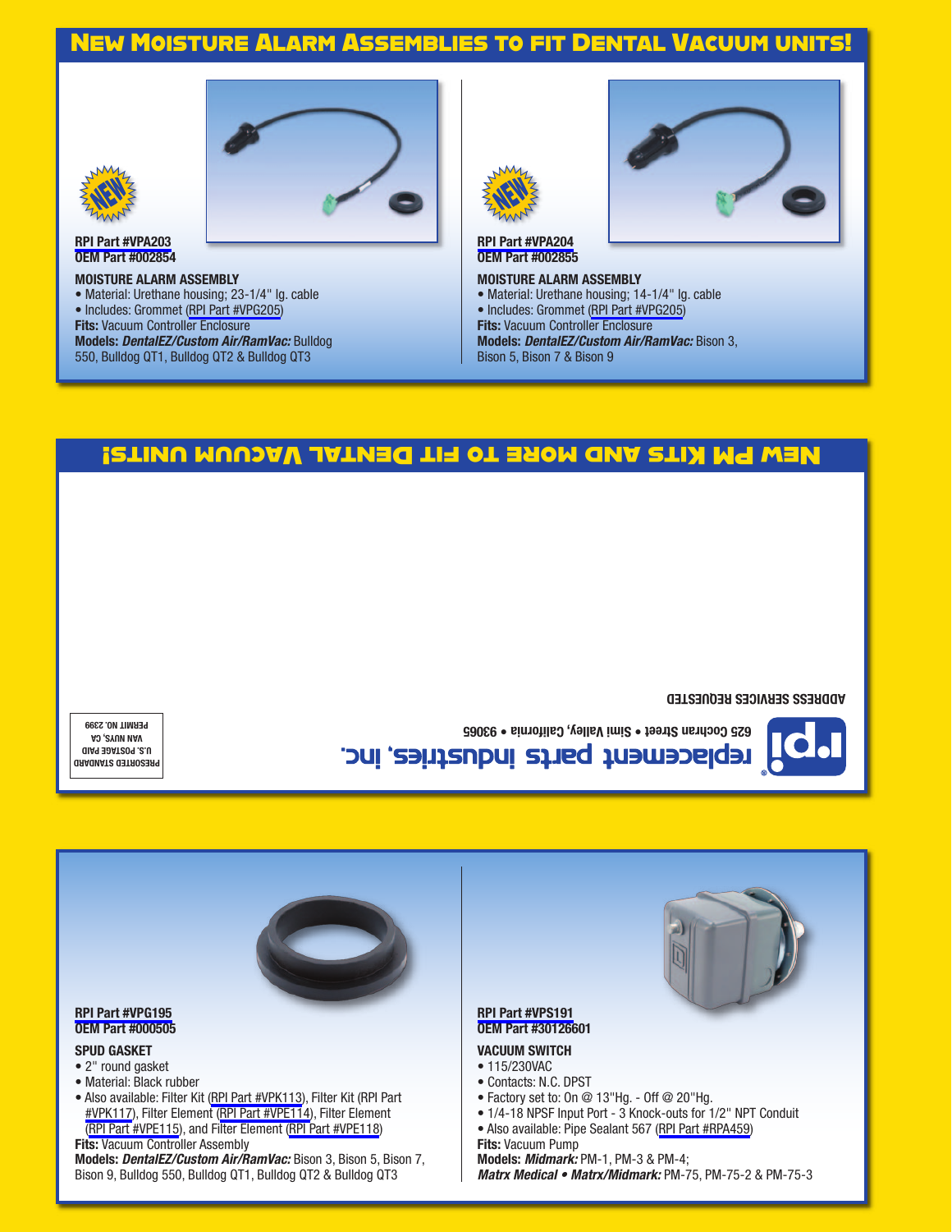# New Moisture Alarm Assemblies to fit Dental Vacuum units!

NEW

**RPI Part #VPA203**
**OEM Part #002854**

**MOISTURE ALARM ASSEMBLY**

- Material: Urethane housing; 23-1/4" lg. cable
- Includes: Grommet (RPI Part #VPG205)

**Fits:** Vacuum Controller Enclosure
**Models:** ***DentalEZ/Custom Air/RamVac:*** Bulldog 550, Bulldog QT1, Bulldog QT2 & Bulldog QT3

NEW

**RPI Part #VPA204**
**OEM Part #002855**

**MOISTURE ALARM ASSEMBLY**

- Material: Urethane housing; 14-1/4" lg. cable
- Includes: Grommet (RPI Part #VPG205)

**Fits:** Vacuum Controller Enclosure
**Models:** ***DentalEZ/Custom Air/RamVac:*** Bison 3, Bison 5, Bison 7 & Bison 9

# New PM Kits and More to Fit Dental Vacuum Units!

**ADDRESS SERVICES REQUESTED**

rpi® replacement parts industries, inc.
625 Cochran Street • Simi Valley, California • 93065

PRESORTED STANDARD
U.S. POSTAGE PAID
VAN NUYS, CA
PERMIT NO. 2399

**RPI Part #VPG195**
**OEM Part #000505**

**SPUD GASKET**

- 2" round gasket
- Material: Black rubber
- Also available: Filter Kit (RPI Part #VPK113), Filter Kit (RPI Part #VPK117), Filter Element (RPI Part #VPE114), Filter Element (RPI Part #VPE115), and Filter Element (RPI Part #VPE118)

**Fits:** Vacuum Controller Assembly
**Models:** ***DentalEZ/Custom Air/RamVac:*** Bison 3, Bison 5, Bison 7, Bison 9, Bulldog 550, Bulldog QT1, Bulldog QT2 & Bulldog QT3

**RPI Part #VPS191**
**OEM Part #30126601**

**VACUUM SWITCH**

- 115/230VAC
- Contacts: N.C. DPST
- Factory set to: On @ 13"Hg. - Off @ 20"Hg.
- 1/4-18 NPSF Input Port - 3 Knock-outs for 1/2" NPT Conduit
- Also available: Pipe Sealant 567 (RPI Part #RPA459)

**Fits:** Vacuum Pump
**Models:** ***Midmark:*** PM-1, PM-3 & PM-4;
***Matrx Medical • Matrx/Midmark:*** PM-75, PM-75-2 & PM-75-3